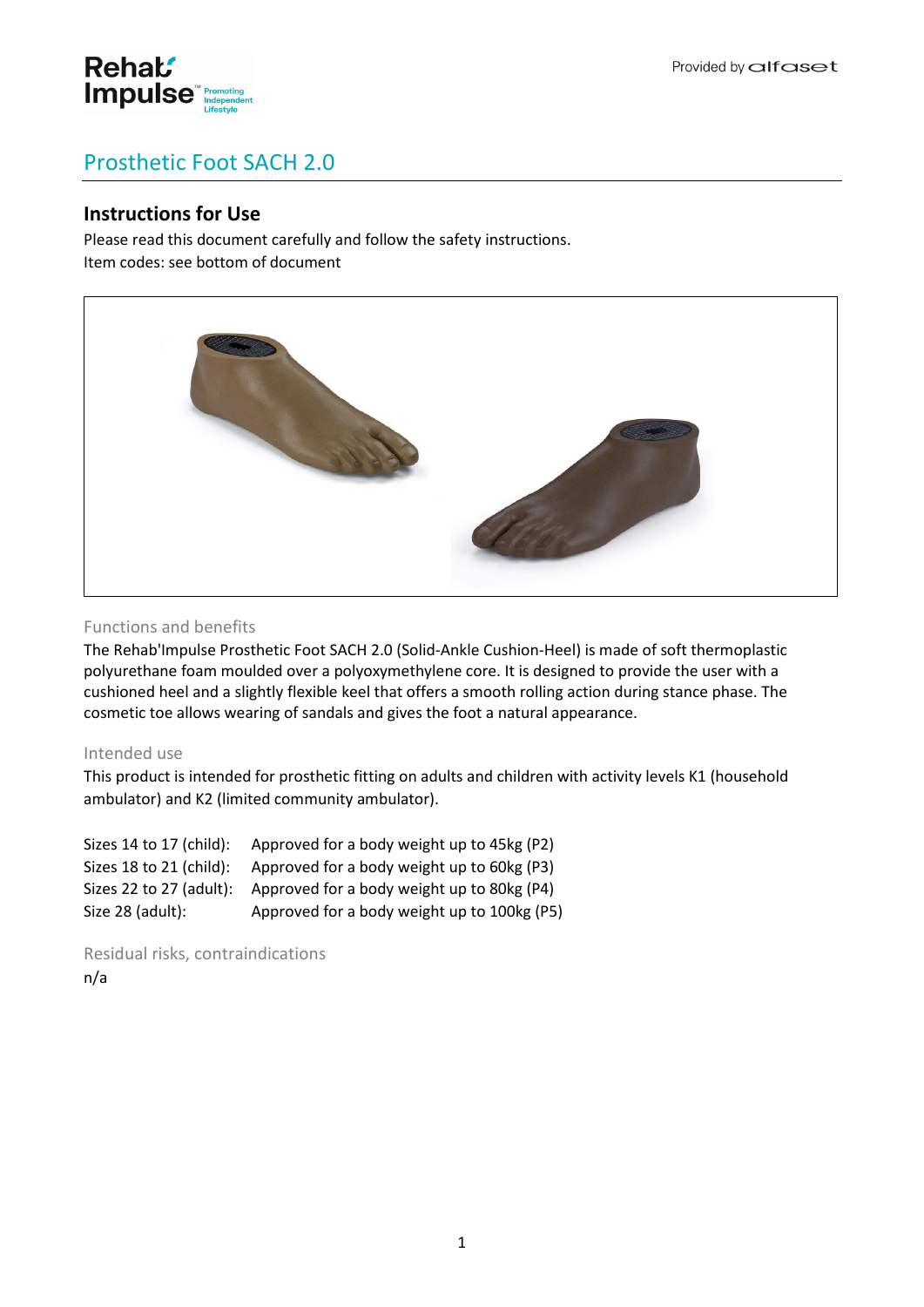# Prosthetic Foot SACH 2.0

## Instructions for Use

Please read this document carefully and follow the safety instructions.
Item codes: see bottom of document

### Functions and benefits

The Rehab'Impulse Prosthetic Foot SACH 2.0 (Solid-Ankle Cushion-Heel) is made of soft thermoplastic polyurethane foam moulded over a polyoxymethylene core. It is designed to provide the user with a cushioned heel and a slightly flexible keel that offers a smooth rolling action during stance phase. The cosmetic toe allows wearing of sandals and gives the foot a natural appearance.

### Intended use

This product is intended for prosthetic fitting on adults and children with activity levels K1 (household ambulator) and K2 (limited community ambulator).

| | |
|---|---|
| Sizes 14 to 17 (child): | Approved for a body weight up to 45kg (P2) |
| Sizes 18 to 21 (child): | Approved for a body weight up to 60kg (P3) |
| Sizes 22 to 27 (adult): | Approved for a body weight up to 80kg (P4) |
| Size 28 (adult): | Approved for a body weight up to 100kg (P5) |

### Residual risks, contraindications

n/a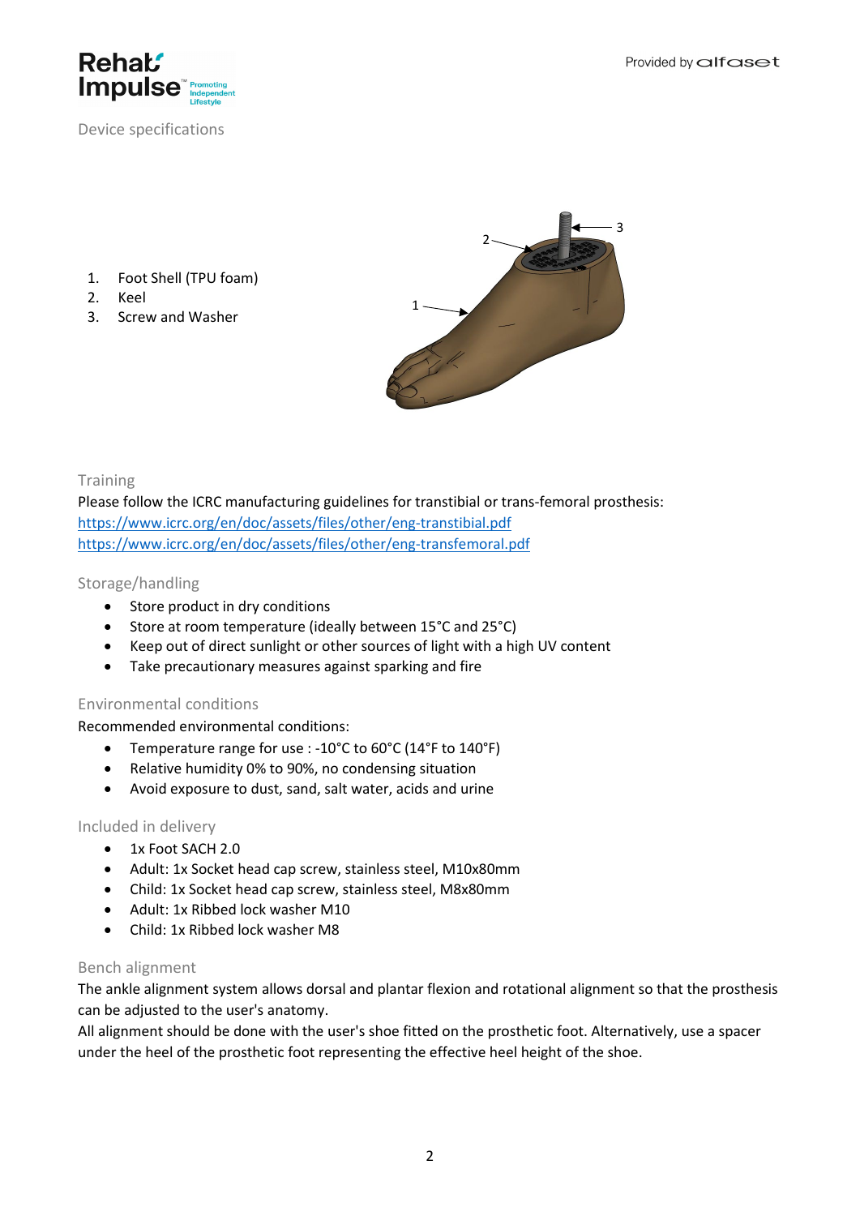Device specifications

1. Foot Shell (TPU foam)
2. Keel
3. Screw and Washer

## Training

Please follow the ICRC manufacturing guidelines for transtibial or trans-femoral prosthesis:
https://www.icrc.org/en/doc/assets/files/other/eng-transtibial.pdf
https://www.icrc.org/en/doc/assets/files/other/eng-transfemoral.pdf

## Storage/handling

- Store product in dry conditions
- Store at room temperature (ideally between 15°C and 25°C)
- Keep out of direct sunlight or other sources of light with a high UV content
- Take precautionary measures against sparking and fire

## Environmental conditions

Recommended environmental conditions:

- Temperature range for use : -10°C to 60°C (14°F to 140°F)
- Relative humidity 0% to 90%, no condensing situation
- Avoid exposure to dust, sand, salt water, acids and urine

## Included in delivery

- 1x Foot SACH 2.0
- Adult: 1x Socket head cap screw, stainless steel, M10x80mm
- Child: 1x Socket head cap screw, stainless steel, M8x80mm
- Adult: 1x Ribbed lock washer M10
- Child: 1x Ribbed lock washer M8

## Bench alignment

The ankle alignment system allows dorsal and plantar flexion and rotational alignment so that the prosthesis can be adjusted to the user's anatomy.
All alignment should be done with the user's shoe fitted on the prosthetic foot. Alternatively, use a spacer under the heel of the prosthetic foot representing the effective heel height of the shoe.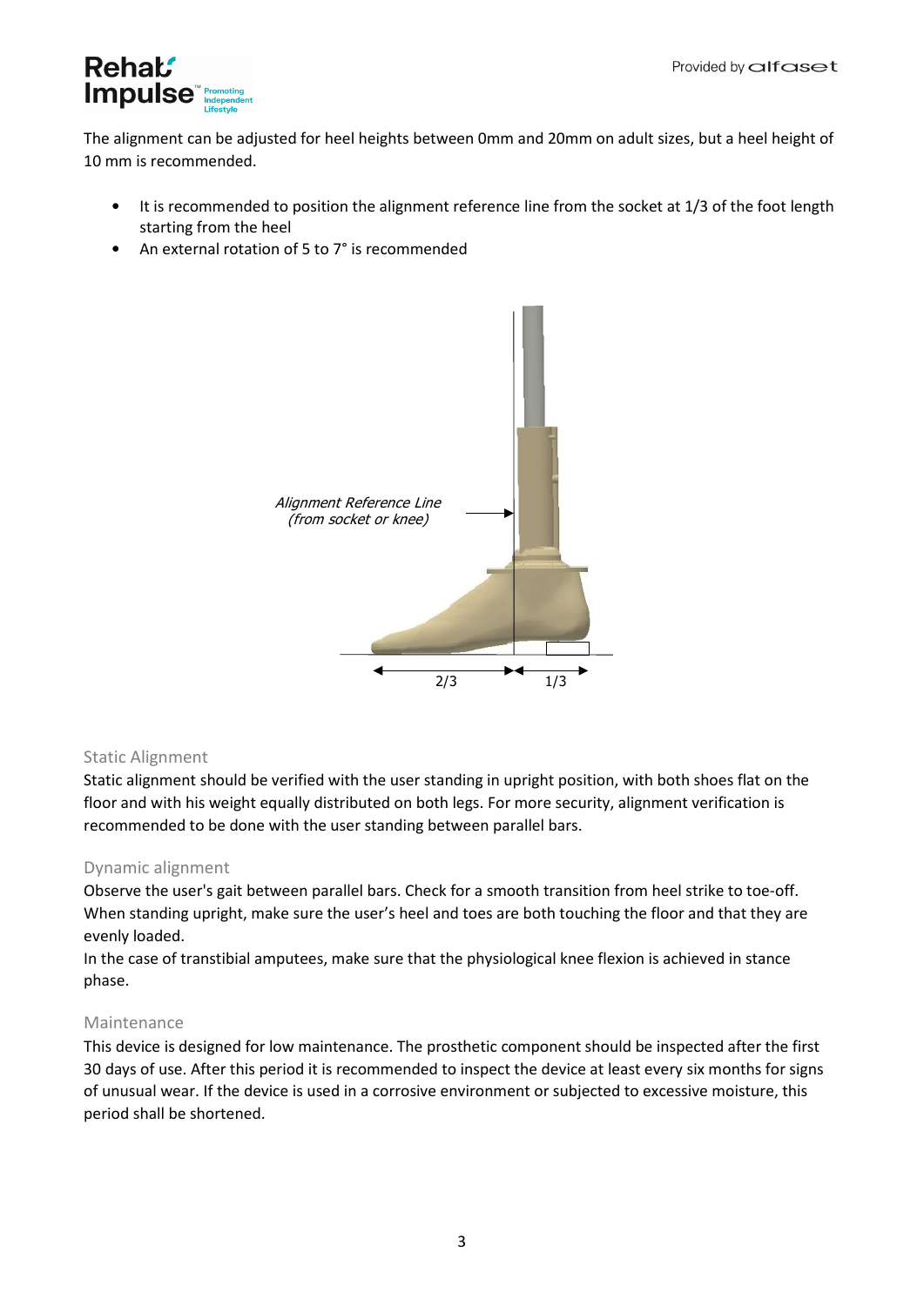The alignment can be adjusted for heel heights between 0mm and 20mm on adult sizes, but a heel height of 10 mm is recommended.

- It is recommended to position the alignment reference line from the socket at 1/3 of the foot length starting from the heel
- An external rotation of 5 to 7° is recommended

*Alignment Reference Line (from socket or knee)*

2/3 1/3

## Static Alignment

Static alignment should be verified with the user standing in upright position, with both shoes flat on the floor and with his weight equally distributed on both legs. For more security, alignment verification is recommended to be done with the user standing between parallel bars.

## Dynamic alignment

Observe the user's gait between parallel bars. Check for a smooth transition from heel strike to toe-off. When standing upright, make sure the user's heel and toes are both touching the floor and that they are evenly loaded.

In the case of transtibial amputees, make sure that the physiological knee flexion is achieved in stance phase.

## Maintenance

This device is designed for low maintenance. The prosthetic component should be inspected after the first 30 days of use. After this period it is recommended to inspect the device at least every six months for signs of unusual wear. If the device is used in a corrosive environment or subjected to excessive moisture, this period shall be shortened.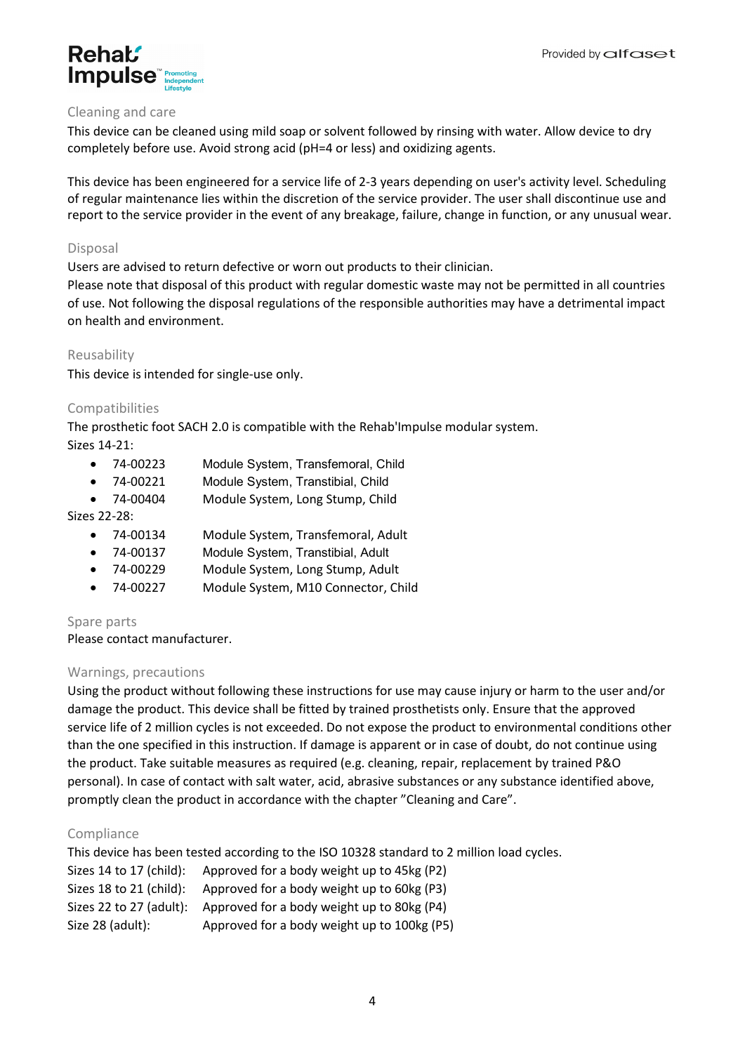## Cleaning and care

This device can be cleaned using mild soap or solvent followed by rinsing with water. Allow device to dry completely before use. Avoid strong acid (pH=4 or less) and oxidizing agents.

This device has been engineered for a service life of 2-3 years depending on user's activity level. Scheduling of regular maintenance lies within the discretion of the service provider. The user shall discontinue use and report to the service provider in the event of any breakage, failure, change in function, or any unusual wear.

## Disposal

Users are advised to return defective or worn out products to their clinician.
Please note that disposal of this product with regular domestic waste may not be permitted in all countries of use. Not following the disposal regulations of the responsible authorities may have a detrimental impact on health and environment.

## Reusability

This device is intended for single-use only.

## Compatibilities

The prosthetic foot SACH 2.0 is compatible with the Rehab'Impulse modular system.
Sizes 14-21:

- 74-00223 Module System, Transfemoral, Child
- 74-00221 Module System, Transtibial, Child
- 74-00404 Module System, Long Stump, Child

Sizes 22-28:

- 74-00134 Module System, Transfemoral, Adult
- 74-00137 Module System, Transtibial, Adult
- 74-00229 Module System, Long Stump, Adult
- 74-00227 Module System, M10 Connector, Child

## Spare parts

Please contact manufacturer.

## Warnings, precautions

Using the product without following these instructions for use may cause injury or harm to the user and/or damage the product. This device shall be fitted by trained prosthetists only. Ensure that the approved service life of 2 million cycles is not exceeded. Do not expose the product to environmental conditions other than the one specified in this instruction. If damage is apparent or in case of doubt, do not continue using the product. Take suitable measures as required (e.g. cleaning, repair, replacement by trained P&O personal). In case of contact with salt water, acid, abrasive substances or any substance identified above, promptly clean the product in accordance with the chapter "Cleaning and Care".

## Compliance

This device has been tested according to the ISO 10328 standard to 2 million load cycles.

| | |
|---|---|
| Sizes 14 to 17 (child): | Approved for a body weight up to 45kg (P2) |
| Sizes 18 to 21 (child): | Approved for a body weight up to 60kg (P3) |
| Sizes 22 to 27 (adult): | Approved for a body weight up to 80kg (P4) |
| Size 28 (adult): | Approved for a body weight up to 100kg (P5) |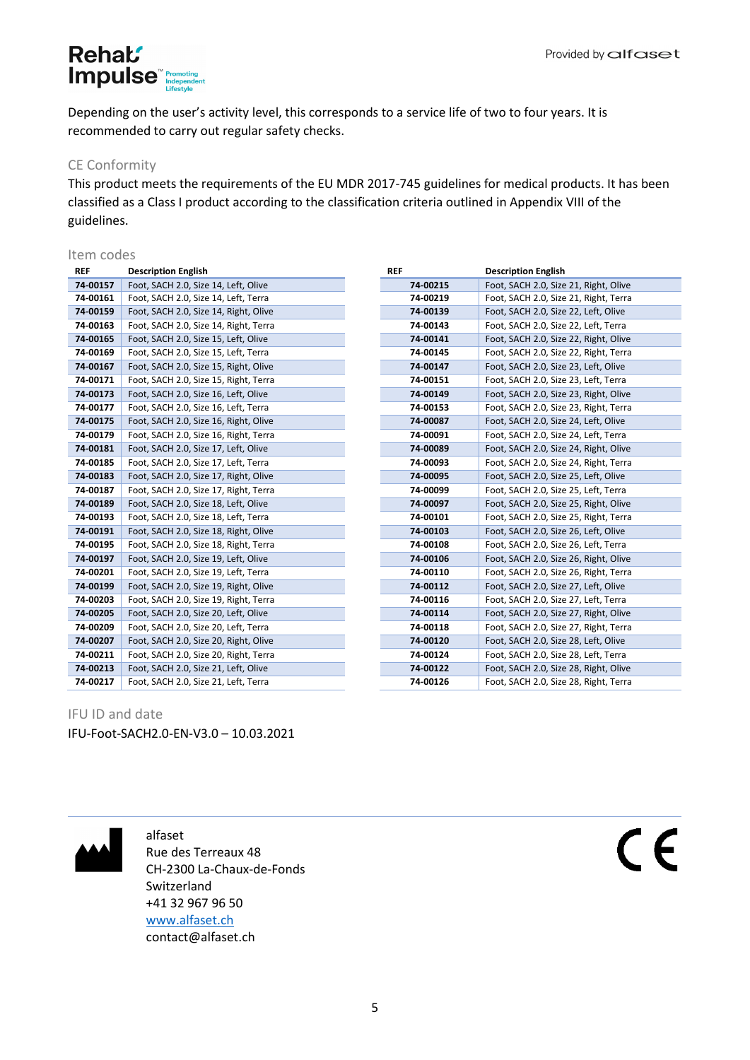Depending on the user's activity level, this corresponds to a service life of two to four years. It is recommended to carry out regular safety checks.

## CE Conformity

This product meets the requirements of the EU MDR 2017-745 guidelines for medical products. It has been classified as a Class I product according to the classification criteria outlined in Appendix VIII of the guidelines.

## Item codes

| REF | Description English |
|---|---|
| **74-00157** | Foot, SACH 2.0, Size 14, Left, Olive |
| **74-00161** | Foot, SACH 2.0, Size 14, Left, Terra |
| **74-00159** | Foot, SACH 2.0, Size 14, Right, Olive |
| **74-00163** | Foot, SACH 2.0, Size 14, Right, Terra |
| **74-00165** | Foot, SACH 2.0, Size 15, Left, Olive |
| **74-00169** | Foot, SACH 2.0, Size 15, Left, Terra |
| **74-00167** | Foot, SACH 2.0, Size 15, Right, Olive |
| **74-00171** | Foot, SACH 2.0, Size 15, Right, Terra |
| **74-00173** | Foot, SACH 2.0, Size 16, Left, Olive |
| **74-00177** | Foot, SACH 2.0, Size 16, Left, Terra |
| **74-00175** | Foot, SACH 2.0, Size 16, Right, Olive |
| **74-00179** | Foot, SACH 2.0, Size 16, Right, Terra |
| **74-00181** | Foot, SACH 2.0, Size 17, Left, Olive |
| **74-00185** | Foot, SACH 2.0, Size 17, Left, Terra |
| **74-00183** | Foot, SACH 2.0, Size 17, Right, Olive |
| **74-00187** | Foot, SACH 2.0, Size 17, Right, Terra |
| **74-00189** | Foot, SACH 2.0, Size 18, Left, Olive |
| **74-00193** | Foot, SACH 2.0, Size 18, Left, Terra |
| **74-00191** | Foot, SACH 2.0, Size 18, Right, Olive |
| **74-00195** | Foot, SACH 2.0, Size 18, Right, Terra |
| **74-00197** | Foot, SACH 2.0, Size 19, Left, Olive |
| **74-00201** | Foot, SACH 2.0, Size 19, Left, Terra |
| **74-00199** | Foot, SACH 2.0, Size 19, Right, Olive |
| **74-00203** | Foot, SACH 2.0, Size 19, Right, Terra |
| **74-00205** | Foot, SACH 2.0, Size 20, Left, Olive |
| **74-00209** | Foot, SACH 2.0, Size 20, Left, Terra |
| **74-00207** | Foot, SACH 2.0, Size 20, Right, Olive |
| **74-00211** | Foot, SACH 2.0, Size 20, Right, Terra |
| **74-00213** | Foot, SACH 2.0, Size 21, Left, Olive |
| **74-00217** | Foot, SACH 2.0, Size 21, Left, Terra |
| **74-00215** | Foot, SACH 2.0, Size 21, Right, Olive |
| **74-00219** | Foot, SACH 2.0, Size 21, Right, Terra |
| **74-00139** | Foot, SACH 2.0, Size 22, Left, Olive |
| **74-00143** | Foot, SACH 2.0, Size 22, Left, Terra |
| **74-00141** | Foot, SACH 2.0, Size 22, Right, Olive |
| **74-00145** | Foot, SACH 2.0, Size 22, Right, Terra |
| **74-00147** | Foot, SACH 2.0, Size 23, Left, Olive |
| **74-00151** | Foot, SACH 2.0, Size 23, Left, Terra |
| **74-00149** | Foot, SACH 2.0, Size 23, Right, Olive |
| **74-00153** | Foot, SACH 2.0, Size 23, Right, Terra |
| **74-00087** | Foot, SACH 2.0, Size 24, Left, Olive |
| **74-00091** | Foot, SACH 2.0, Size 24, Left, Terra |
| **74-00089** | Foot, SACH 2.0, Size 24, Right, Olive |
| **74-00093** | Foot, SACH 2.0, Size 24, Right, Terra |
| **74-00095** | Foot, SACH 2.0, Size 25, Left, Olive |
| **74-00099** | Foot, SACH 2.0, Size 25, Left, Terra |
| **74-00097** | Foot, SACH 2.0, Size 25, Right, Olive |
| **74-00101** | Foot, SACH 2.0, Size 25, Right, Terra |
| **74-00103** | Foot, SACH 2.0, Size 26, Left, Olive |
| **74-00108** | Foot, SACH 2.0, Size 26, Left, Terra |
| **74-00106** | Foot, SACH 2.0, Size 26, Right, Olive |
| **74-00110** | Foot, SACH 2.0, Size 26, Right, Terra |
| **74-00112** | Foot, SACH 2.0, Size 27, Left, Olive |
| **74-00116** | Foot, SACH 2.0, Size 27, Left, Terra |
| **74-00114** | Foot, SACH 2.0, Size 27, Right, Olive |
| **74-00118** | Foot, SACH 2.0, Size 27, Right, Terra |
| **74-00120** | Foot, SACH 2.0, Size 28, Left, Olive |
| **74-00124** | Foot, SACH 2.0, Size 28, Left, Terra |
| **74-00122** | Foot, SACH 2.0, Size 28, Right, Olive |
| **74-00126** | Foot, SACH 2.0, Size 28, Right, Terra |

## IFU ID and date

IFU-Foot-SACH2.0-EN-V3.0 – 10.03.2021

alfaset
Rue des Terreaux 48
CH-2300 La-Chaux-de-Fonds
Switzerland
+41 32 967 96 50
www.alfaset.ch
contact@alfaset.ch

CE